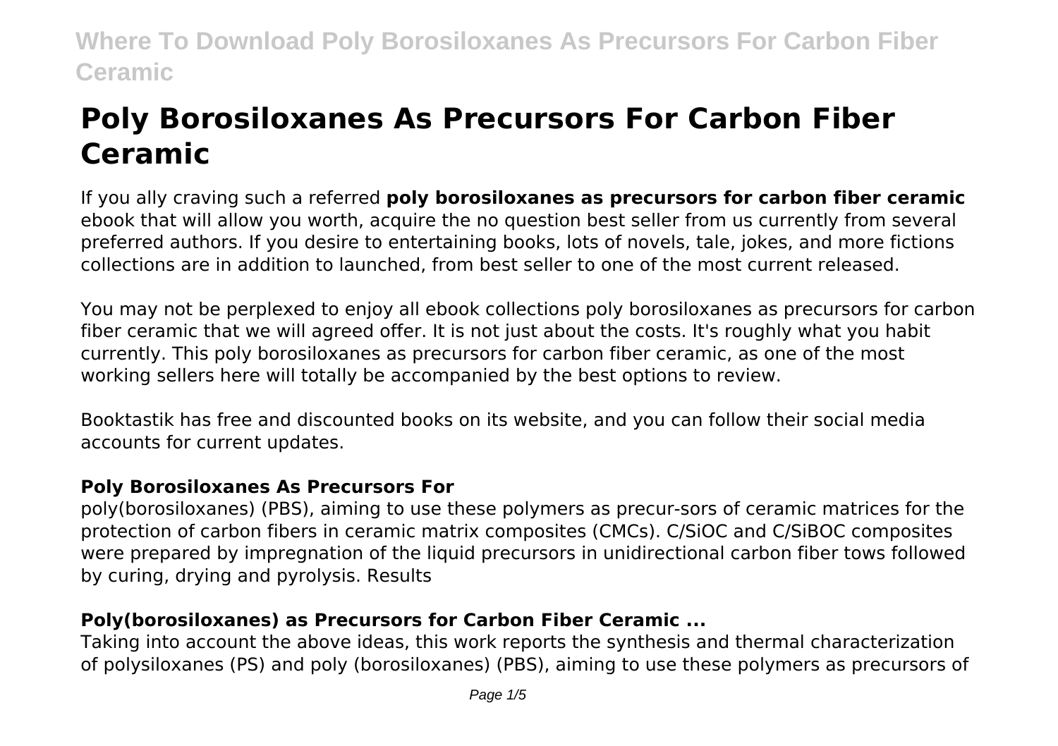# Poly Borosiloxanes As Precursors For Carbon Fiber Ceramic

If you ally craving such a referred **poly borosiloxanes as precursors for carbon fiber ceramic** ebook that will allow you worth, acquire the no question best seller from us currently from several preferred authors. If you desire to entertaining books, lots of novels, tale, jokes, and more fictions collections are in addition to launched, from best seller to one of the most current released.

You may not be perplexed to enjoy all ebook collections poly borosiloxanes as precursors for carbon fiber ceramic that we will agreed offer. It is not just about the costs. It's roughly what you habit currently. This poly borosiloxanes as precursors for carbon fiber ceramic, as one of the most working sellers here will totally be accompanied by the best options to review.

Booktastik has free and discounted books on its website, and you can follow their social media accounts for current updates.

### Poly Borosiloxanes As Precursors For

poly(borosiloxanes) (PBS), aiming to use these polymers as precur-sors of ceramic matrices for the protection of carbon fibers in ceramic matrix composites (CMCs). C/SiOC and C/SiBOC composites were prepared by impregnation of the liquid precursors in unidirectional carbon fiber tows followed by curing, drying and pyrolysis. Results

### Poly(borosiloxanes) as Precursors for Carbon Fiber Ceramic ...

Taking into account the above ideas, this work reports the synthesis and thermal characterization of polysiloxanes (PS) and poly (borosiloxanes) (PBS), aiming to use these polymers as precursors of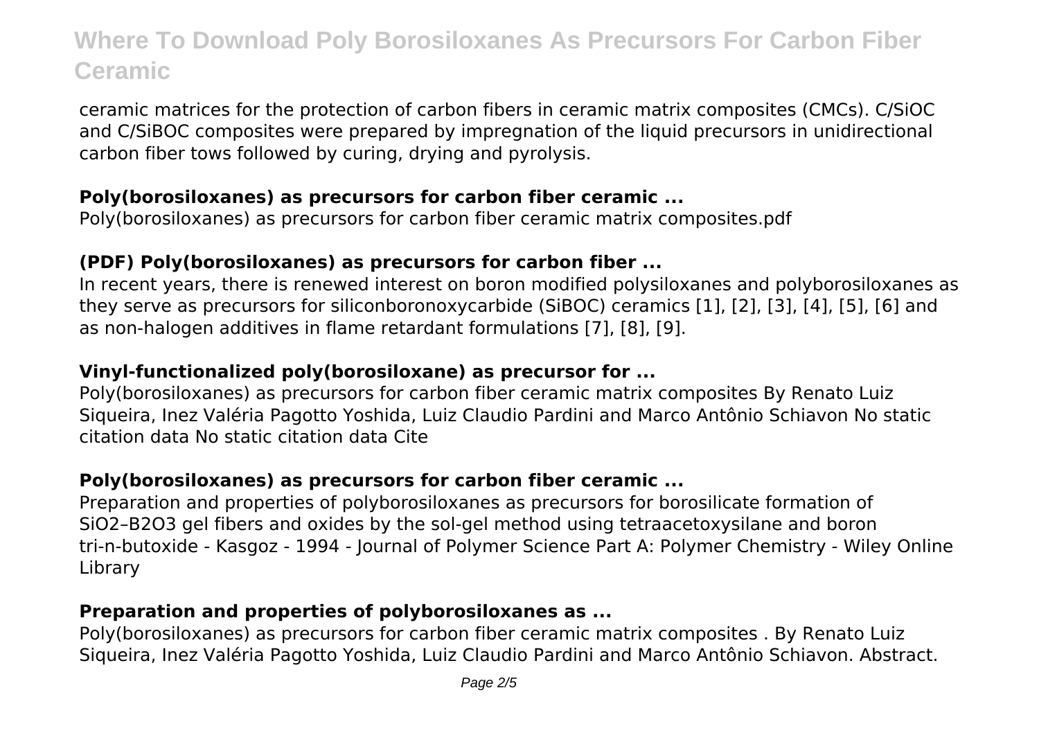ceramic matrices for the protection of carbon fibers in ceramic matrix composites (CMCs). C/SiOC and C/SiBOC composites were prepared by impregnation of the liquid precursors in unidirectional carbon fiber tows followed by curing, drying and pyrolysis.

### Poly(borosiloxanes) as precursors for carbon fiber ceramic ...

Poly(borosiloxanes) as precursors for carbon fiber ceramic matrix composites.pdf

### (PDF) Poly(borosiloxanes) as precursors for carbon fiber ...

In recent years, there is renewed interest on boron modified polysiloxanes and polyborosiloxanes as they serve as precursors for siliconboronoxycarbide (SiBOC) ceramics [1], [2], [3], [4], [5], [6] and as non-halogen additives in flame retardant formulations [7], [8], [9].

### Vinyl-functionalized poly(borosiloxane) as precursor for ...

Poly(borosiloxanes) as precursors for carbon fiber ceramic matrix composites By Renato Luiz Siqueira, Inez Valéria Pagotto Yoshida, Luiz Claudio Pardini and Marco Antônio Schiavon No static citation data No static citation data Cite

### Poly(borosiloxanes) as precursors for carbon fiber ceramic ...

Preparation and properties of polyborosiloxanes as precursors for borosilicate formation of $SiO_2$–$B_2O_3$ gel fibers and oxides by the sol-gel method using tetraacetoxysilane and boron tri-n-butoxide - Kasgoz - 1994 - Journal of Polymer Science Part A: Polymer Chemistry - Wiley Online Library

### Preparation and properties of polyborosiloxanes as ...

Poly(borosiloxanes) as precursors for carbon fiber ceramic matrix composites . By Renato Luiz Siqueira, Inez Valéria Pagotto Yoshida, Luiz Claudio Pardini and Marco Antônio Schiavon. Abstract.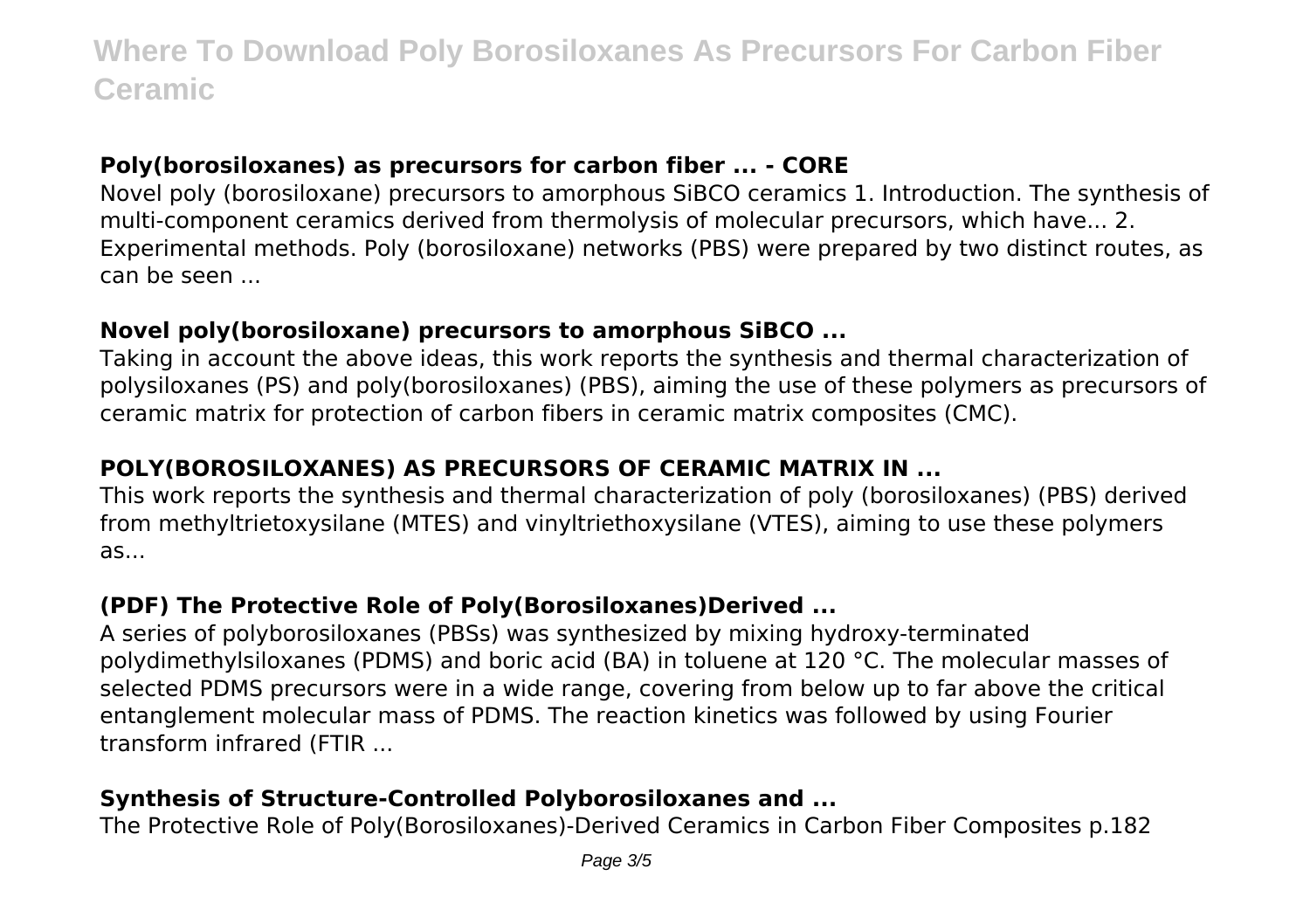### Poly(borosiloxanes) as precursors for carbon fiber ... - CORE

Novel poly (borosiloxane) precursors to amorphous SiBCO ceramics 1. Introduction. The synthesis of multi-component ceramics derived from thermolysis of molecular precursors, which have... 2. Experimental methods. Poly (borosiloxane) networks (PBS) were prepared by two distinct routes, as can be seen ...

### Novel poly(borosiloxane) precursors to amorphous SiBCO ...

Taking in account the above ideas, this work reports the synthesis and thermal characterization of polysiloxanes (PS) and poly(borosiloxanes) (PBS), aiming the use of these polymers as precursors of ceramic matrix for protection of carbon fibers in ceramic matrix composites (CMC).

### POLY(BOROSILOXANES) AS PRECURSORS OF CERAMIC MATRIX IN ...

This work reports the synthesis and thermal characterization of poly (borosiloxanes) (PBS) derived from methyltrietoxysilane (MTES) and vinyltriethoxysilane (VTES), aiming to use these polymers as...

### (PDF) The Protective Role of Poly(Borosiloxanes)Derived ...

A series of polyborosiloxanes (PBSs) was synthesized by mixing hydroxy-terminated polydimethylsiloxanes (PDMS) and boric acid (BA) in toluene at 120 °C. The molecular masses of selected PDMS precursors were in a wide range, covering from below up to far above the critical entanglement molecular mass of PDMS. The reaction kinetics was followed by using Fourier transform infrared (FTIR ...

### Synthesis of Structure-Controlled Polyborosiloxanes and ...

The Protective Role of Poly(Borosiloxanes)-Derived Ceramics in Carbon Fiber Composites p.182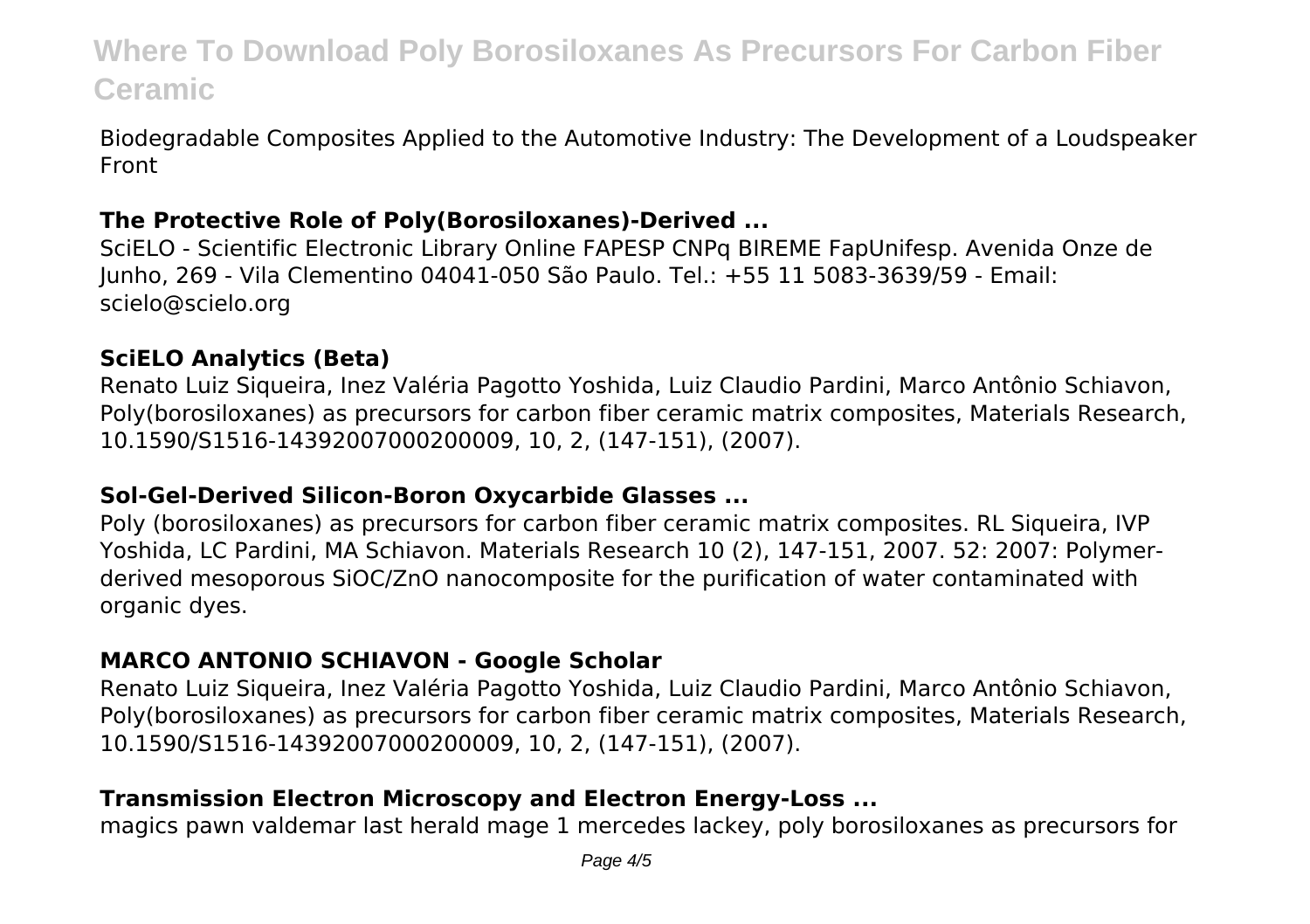Biodegradable Composites Applied to the Automotive Industry: The Development of a Loudspeaker Front

### The Protective Role of Poly(Borosiloxanes)-Derived ...

SciELO - Scientific Electronic Library Online FAPESP CNPq BIREME FapUnifesp. Avenida Onze de Junho, 269 - Vila Clementino 04041-050 São Paulo. Tel.: +55 11 5083-3639/59 - Email: scielo@scielo.org

### SciELO Analytics (Beta)

Renato Luiz Siqueira, Inez Valéria Pagotto Yoshida, Luiz Claudio Pardini, Marco Antônio Schiavon, Poly(borosiloxanes) as precursors for carbon fiber ceramic matrix composites, Materials Research, 10.1590/S1516-14392007000200009, 10, 2, (147-151), (2007).

### Sol-Gel-Derived Silicon-Boron Oxycarbide Glasses ...

Poly (borosiloxanes) as precursors for carbon fiber ceramic matrix composites. RL Siqueira, IVP Yoshida, LC Pardini, MA Schiavon. Materials Research 10 (2), 147-151, 2007. 52: 2007: Polymer-derived mesoporous SiOC/ZnO nanocomposite for the purification of water contaminated with organic dyes.

### MARCO ANTONIO SCHIAVON - Google Scholar

Renato Luiz Siqueira, Inez Valéria Pagotto Yoshida, Luiz Claudio Pardini, Marco Antônio Schiavon, Poly(borosiloxanes) as precursors for carbon fiber ceramic matrix composites, Materials Research, 10.1590/S1516-14392007000200009, 10, 2, (147-151), (2007).

### Transmission Electron Microscopy and Electron Energy-Loss ...

magics pawn valdemar last herald mage 1 mercedes lackey, poly borosiloxanes as precursors for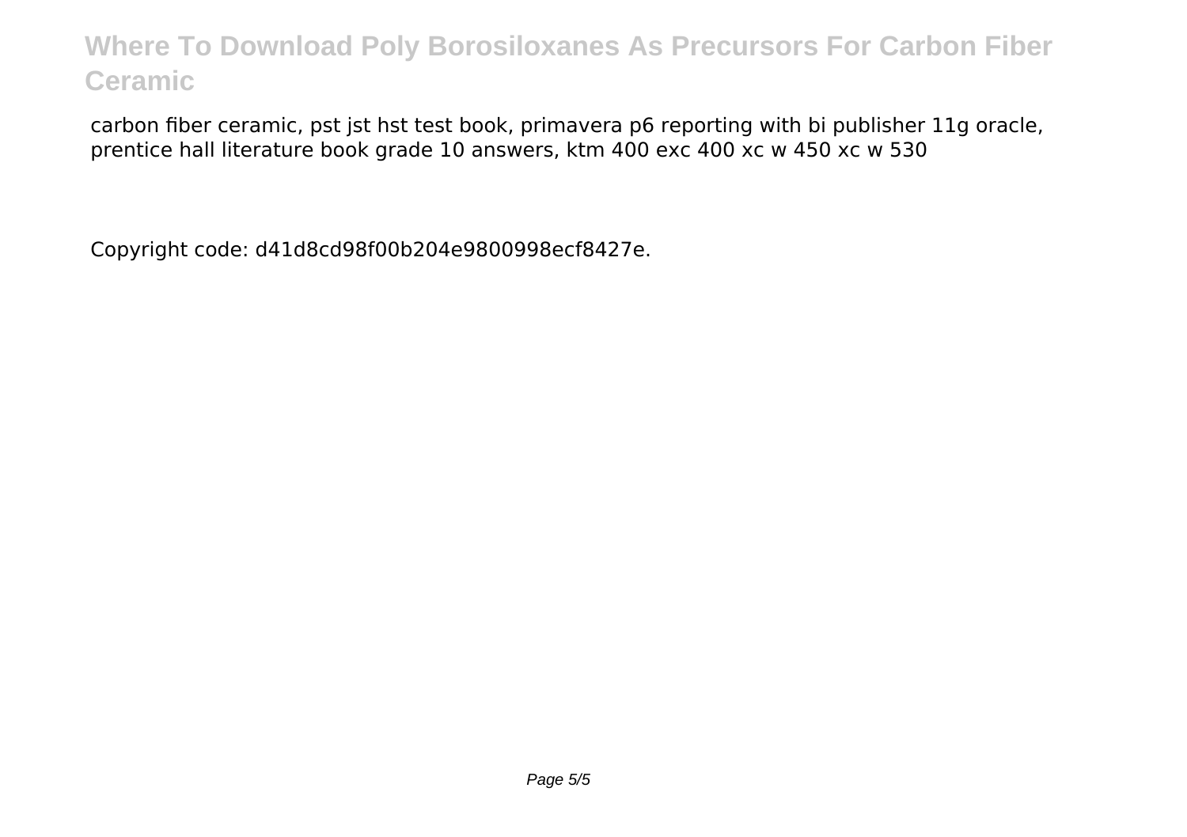carbon fiber ceramic, pst jst hst test book, primavera p6 reporting with bi publisher 11g oracle, prentice hall literature book grade 10 answers, ktm 400 exc 400 xc w 450 xc w 530

Copyright code: d41d8cd98f00b204e9800998ecf8427e.